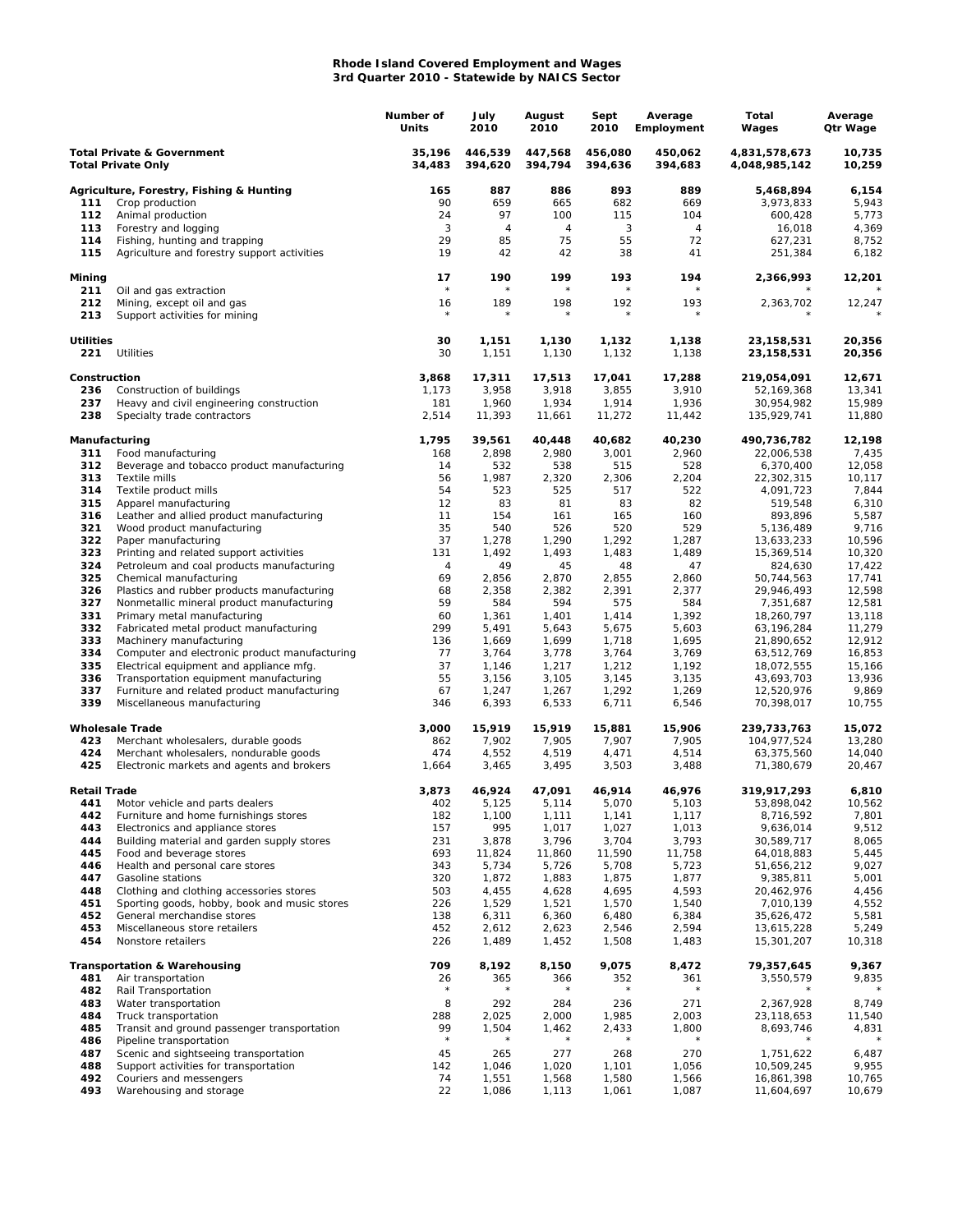**Rhode Island Covered Employment and Wages**
**3rd Quarter 2010 - Statewide by NAICS Sector**

| | | Number of Units | July 2010 | August 2010 | Sept 2010 | Average Employment | Total Wages | Average Qtr Wage |
|---|---|---|---|---|---|---|---|---|
| **Total Private & Government** | | **35,196** | **446,539** | **447,568** | **456,080** | **450,062** | **4,831,578,673** | **10,735** |
| **Total Private Only** | | **34,483** | **394,620** | **394,794** | **394,636** | **394,683** | **4,048,985,142** | **10,259** |
| **Agriculture, Forestry, Fishing & Hunting** | | **165** | **887** | **886** | **893** | **889** | **5,468,894** | **6,154** |
| 111 | Crop production | 90 | 659 | 665 | 682 | 669 | 3,973,833 | 5,943 |
| 112 | Animal production | 24 | 97 | 100 | 115 | 104 | 600,428 | 5,773 |
| 113 | Forestry and logging | 3 | 4 | 4 | 3 | 4 | 16,018 | 4,369 |
| 114 | Fishing, hunting and trapping | 29 | 85 | 75 | 55 | 72 | 627,231 | 8,752 |
| 115 | Agriculture and forestry support activities | 19 | 42 | 42 | 38 | 41 | 251,384 | 6,182 |
| **Mining** | | **17** | **190** | **199** | **193** | **194** | **2,366,993** | **12,201** |
| 211 | Oil and gas extraction | * | * | * | * | * | * | * |
| 212 | Mining, except oil and gas | 16 | 189 | 198 | 192 | 193 | 2,363,702 | 12,247 |
| 213 | Support activities for mining | * | * | * | * | * | * | * |
| **Utilities** | | **30** | **1,151** | **1,130** | **1,132** | **1,138** | **23,158,531** | **20,356** |
| 221 | Utilities | 30 | 1,151 | 1,130 | 1,132 | 1,138 | **23,158,531** | **20,356** |
| **Construction** | | **3,868** | **17,311** | **17,513** | **17,041** | **17,288** | **219,054,091** | **12,671** |
| 236 | Construction of buildings | 1,173 | 3,958 | 3,918 | 3,855 | 3,910 | 52,169,368 | 13,341 |
| 237 | Heavy and civil engineering construction | 181 | 1,960 | 1,934 | 1,914 | 1,936 | 30,954,982 | 15,989 |
| 238 | Specialty trade contractors | 2,514 | 11,393 | 11,661 | 11,272 | 11,442 | 135,929,741 | 11,880 |
| **Manufacturing** | | **1,795** | **39,561** | **40,448** | **40,682** | **40,230** | **490,736,782** | **12,198** |
| 311 | Food manufacturing | 168 | 2,898 | 2,980 | 3,001 | 2,960 | 22,006,538 | 7,435 |
| 312 | Beverage and tobacco product manufacturing | 14 | 532 | 538 | 515 | 528 | 6,370,400 | 12,058 |
| 313 | Textile mills | 56 | 1,987 | 2,320 | 2,306 | 2,204 | 22,302,315 | 10,117 |
| 314 | Textile product mills | 54 | 523 | 525 | 517 | 522 | 4,091,723 | 7,844 |
| 315 | Apparel manufacturing | 12 | 83 | 81 | 83 | 82 | 519,548 | 6,310 |
| 316 | Leather and allied product manufacturing | 11 | 154 | 161 | 165 | 160 | 893,896 | 5,587 |
| 321 | Wood product manufacturing | 35 | 540 | 526 | 520 | 529 | 5,136,489 | 9,716 |
| 322 | Paper manufacturing | 37 | 1,278 | 1,290 | 1,292 | 1,287 | 13,633,233 | 10,596 |
| 323 | Printing and related support activities | 131 | 1,492 | 1,493 | 1,483 | 1,489 | 15,369,514 | 10,320 |
| 324 | Petroleum and coal products manufacturing | 4 | 49 | 45 | 48 | 47 | 824,630 | 17,422 |
| 325 | Chemical manufacturing | 69 | 2,856 | 2,870 | 2,855 | 2,860 | 50,744,563 | 17,741 |
| 326 | Plastics and rubber products manufacturing | 68 | 2,358 | 2,382 | 2,391 | 2,377 | 29,946,493 | 12,598 |
| 327 | Nonmetallic mineral product manufacturing | 59 | 584 | 594 | 575 | 584 | 7,351,687 | 12,581 |
| 331 | Primary metal manufacturing | 60 | 1,361 | 1,401 | 1,414 | 1,392 | 18,260,797 | 13,118 |
| 332 | Fabricated metal product manufacturing | 299 | 5,491 | 5,643 | 5,675 | 5,603 | 63,196,284 | 11,279 |
| 333 | Machinery manufacturing | 136 | 1,669 | 1,699 | 1,718 | 1,695 | 21,890,652 | 12,912 |
| 334 | Computer and electronic product manufacturing | 77 | 3,764 | 3,778 | 3,764 | 3,769 | 63,512,769 | 16,853 |
| 335 | Electrical equipment and appliance mfg. | 37 | 1,146 | 1,217 | 1,212 | 1,192 | 18,072,555 | 15,166 |
| 336 | Transportation equipment manufacturing | 55 | 3,156 | 3,105 | 3,145 | 3,135 | 43,693,703 | 13,936 |
| 337 | Furniture and related product manufacturing | 67 | 1,247 | 1,267 | 1,292 | 1,269 | 12,520,976 | 9,869 |
| 339 | Miscellaneous manufacturing | 346 | 6,393 | 6,533 | 6,711 | 6,546 | 70,398,017 | 10,755 |
| **Wholesale Trade** | | **3,000** | **15,919** | **15,919** | **15,881** | **15,906** | **239,733,763** | **15,072** |
| 423 | Merchant wholesalers, durable goods | 862 | 7,902 | 7,905 | 7,907 | 7,905 | 104,977,524 | 13,280 |
| 424 | Merchant wholesalers, nondurable goods | 474 | 4,552 | 4,519 | 4,471 | 4,514 | 63,375,560 | 14,040 |
| 425 | Electronic markets and agents and brokers | 1,664 | 3,465 | 3,495 | 3,503 | 3,488 | 71,380,679 | 20,467 |
| **Retail Trade** | | **3,873** | **46,924** | **47,091** | **46,914** | **46,976** | **319,917,293** | **6,810** |
| 441 | Motor vehicle and parts dealers | 402 | 5,125 | 5,114 | 5,070 | 5,103 | 53,898,042 | 10,562 |
| 442 | Furniture and home furnishings stores | 182 | 1,100 | 1,111 | 1,141 | 1,117 | 8,716,592 | 7,801 |
| 443 | Electronics and appliance stores | 157 | 995 | 1,017 | 1,027 | 1,013 | 9,636,014 | 9,512 |
| 444 | Building material and garden supply stores | 231 | 3,878 | 3,796 | 3,704 | 3,793 | 30,589,717 | 8,065 |
| 445 | Food and beverage stores | 693 | 11,824 | 11,860 | 11,590 | 11,758 | 64,018,883 | 5,445 |
| 446 | Health and personal care stores | 343 | 5,734 | 5,726 | 5,708 | 5,723 | 51,656,212 | 9,027 |
| 447 | Gasoline stations | 320 | 1,872 | 1,883 | 1,875 | 1,877 | 9,385,811 | 5,001 |
| 448 | Clothing and clothing accessories stores | 503 | 4,455 | 4,628 | 4,695 | 4,593 | 20,462,976 | 4,456 |
| 451 | Sporting goods, hobby, book and music stores | 226 | 1,529 | 1,521 | 1,570 | 1,540 | 7,010,139 | 4,552 |
| 452 | General merchandise stores | 138 | 6,311 | 6,360 | 6,480 | 6,384 | 35,626,472 | 5,581 |
| 453 | Miscellaneous store retailers | 452 | 2,612 | 2,623 | 2,546 | 2,594 | 13,615,228 | 5,249 |
| 454 | Nonstore retailers | 226 | 1,489 | 1,452 | 1,508 | 1,483 | 15,301,207 | 10,318 |
| **Transportation & Warehousing** | | **709** | **8,192** | **8,150** | **9,075** | **8,472** | **79,357,645** | **9,367** |
| 481 | Air transportation | 26 | 365 | 366 | 352 | 361 | 3,550,579 | 9,835 |
| 482 | Rail Transportation | * | * | * | * | * | * | * |
| 483 | Water transportation | 8 | 292 | 284 | 236 | 271 | 2,367,928 | 8,749 |
| 484 | Truck transportation | 288 | 2,025 | 2,000 | 1,985 | 2,003 | 23,118,653 | 11,540 |
| 485 | Transit and ground passenger transportation | 99 | 1,504 | 1,462 | 2,433 | 1,800 | 8,693,746 | 4,831 |
| 486 | Pipeline transportation | * | * | * | * | * | * | * |
| 487 | Scenic and sightseeing transportation | 45 | 265 | 277 | 268 | 270 | 1,751,622 | 6,487 |
| 488 | Support activities for transportation | 142 | 1,046 | 1,020 | 1,101 | 1,056 | 10,509,245 | 9,955 |
| 492 | Couriers and messengers | 74 | 1,551 | 1,568 | 1,580 | 1,566 | 16,861,398 | 10,765 |
| 493 | Warehousing and storage | 22 | 1,086 | 1,113 | 1,061 | 1,087 | 11,604,697 | 10,679 |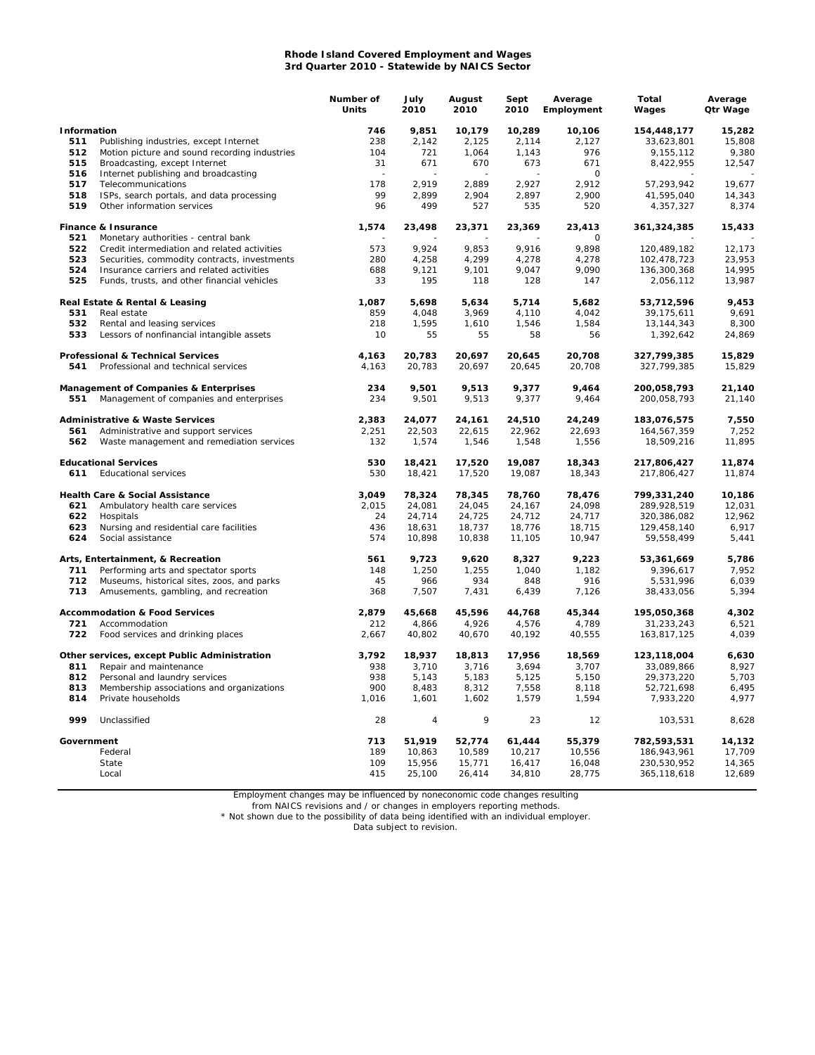# Rhode Island Covered Employment and Wages
## 3rd Quarter 2010 - Statewide by NAICS Sector

| | | Number of Units | July 2010 | August 2010 | Sept 2010 | Average Employment | Total Wages | Average Qtr Wage |
|---|---|---|---|---|---|---|---|---|
| **Information** | | **746** | **9,851** | **10,179** | **10,289** | **10,106** | **154,448,177** | **15,282** |
| **511** | Publishing industries, except Internet | 238 | 2,142 | 2,125 | 2,114 | 2,127 | 33,623,801 | 15,808 |
| **512** | Motion picture and sound recording industries | 104 | 721 | 1,064 | 1,143 | 976 | 9,155,112 | 9,380 |
| **515** | Broadcasting, except Internet | 31 | 671 | 670 | 673 | 671 | 8,422,955 | 12,547 |
| **516** | Internet publishing and broadcasting | - | - | - | - | 0 | - | - |
| **517** | Telecommunications | 178 | 2,919 | 2,889 | 2,927 | 2,912 | 57,293,942 | 19,677 |
| **518** | ISPs, search portals, and data processing | 99 | 2,899 | 2,904 | 2,897 | 2,900 | 41,595,040 | 14,343 |
| **519** | Other information services | 96 | 499 | 527 | 535 | 520 | 4,357,327 | 8,374 |
| **Finance & Insurance** | | **1,574** | **23,498** | **23,371** | **23,369** | **23,413** | **361,324,385** | **15,433** |
| **521** | Monetary authorities - central bank | - | - | - | - | 0 | - | - |
| **522** | Credit intermediation and related activities | 573 | 9,924 | 9,853 | 9,916 | 9,898 | 120,489,182 | 12,173 |
| **523** | Securities, commodity contracts, investments | 280 | 4,258 | 4,299 | 4,278 | 4,278 | 102,478,723 | 23,953 |
| **524** | Insurance carriers and related activities | 688 | 9,121 | 9,101 | 9,047 | 9,090 | 136,300,368 | 14,995 |
| **525** | Funds, trusts, and other financial vehicles | 33 | 195 | 118 | 128 | 147 | 2,056,112 | 13,987 |
| **Real Estate & Rental & Leasing** | | **1,087** | **5,698** | **5,634** | **5,714** | **5,682** | **53,712,596** | **9,453** |
| **531** | Real estate | 859 | 4,048 | 3,969 | 4,110 | 4,042 | 39,175,611 | 9,691 |
| **532** | Rental and leasing services | 218 | 1,595 | 1,610 | 1,546 | 1,584 | 13,144,343 | 8,300 |
| **533** | Lessors of nonfinancial intangible assets | 10 | 55 | 55 | 58 | 56 | 1,392,642 | 24,869 |
| **Professional & Technical Services** | | **4,163** | **20,783** | **20,697** | **20,645** | **20,708** | **327,799,385** | **15,829** |
| **541** | Professional and technical services | 4,163 | 20,783 | 20,697 | 20,645 | 20,708 | 327,799,385 | 15,829 |
| **Management of Companies & Enterprises** | | **234** | **9,501** | **9,513** | **9,377** | **9,464** | **200,058,793** | **21,140** |
| **551** | Management of companies and enterprises | 234 | 9,501 | 9,513 | 9,377 | 9,464 | 200,058,793 | 21,140 |
| **Administrative & Waste Services** | | **2,383** | **24,077** | **24,161** | **24,510** | **24,249** | **183,076,575** | **7,550** |
| **561** | Administrative and support services | 2,251 | 22,503 | 22,615 | 22,962 | 22,693 | 164,567,359 | 7,252 |
| **562** | Waste management and remediation services | 132 | 1,574 | 1,546 | 1,548 | 1,556 | 18,509,216 | 11,895 |
| **Educational Services** | | **530** | **18,421** | **17,520** | **19,087** | **18,343** | **217,806,427** | **11,874** |
| **611** | Educational services | 530 | 18,421 | 17,520 | 19,087 | 18,343 | 217,806,427 | 11,874 |
| **Health Care & Social Assistance** | | **3,049** | **78,324** | **78,345** | **78,760** | **78,476** | **799,331,240** | **10,186** |
| **621** | Ambulatory health care services | 2,015 | 24,081 | 24,045 | 24,167 | 24,098 | 289,928,519 | 12,031 |
| **622** | Hospitals | 24 | 24,714 | 24,725 | 24,712 | 24,717 | 320,386,082 | 12,962 |
| **623** | Nursing and residential care facilities | 436 | 18,631 | 18,737 | 18,776 | 18,715 | 129,458,140 | 6,917 |
| **624** | Social assistance | 574 | 10,898 | 10,838 | 11,105 | 10,947 | 59,558,499 | 5,441 |
| **Arts, Entertainment, & Recreation** | | **561** | **9,723** | **9,620** | **8,327** | **9,223** | **53,361,669** | **5,786** |
| **711** | Performing arts and spectator sports | 148 | 1,250 | 1,255 | 1,040 | 1,182 | 9,396,617 | 7,952 |
| **712** | Museums, historical sites, zoos, and parks | 45 | 966 | 934 | 848 | 916 | 5,531,996 | 6,039 |
| **713** | Amusements, gambling, and recreation | 368 | 7,507 | 7,431 | 6,439 | 7,126 | 38,433,056 | 5,394 |
| **Accommodation & Food Services** | | **2,879** | **45,668** | **45,596** | **44,768** | **45,344** | **195,050,368** | **4,302** |
| **721** | Accommodation | 212 | 4,866 | 4,926 | 4,576 | 4,789 | 31,233,243 | 6,521 |
| **722** | Food services and drinking places | 2,667 | 40,802 | 40,670 | 40,192 | 40,555 | 163,817,125 | 4,039 |
| **Other services, except Public Administration** | | **3,792** | **18,937** | **18,813** | **17,956** | **18,569** | **123,118,004** | **6,630** |
| **811** | Repair and maintenance | 938 | 3,710 | 3,716 | 3,694 | 3,707 | 33,089,866 | 8,927 |
| **812** | Personal and laundry services | 938 | 5,143 | 5,183 | 5,125 | 5,150 | 29,373,220 | 5,703 |
| **813** | Membership associations and organizations | 900 | 8,483 | 8,312 | 7,558 | 8,118 | 52,721,698 | 6,495 |
| **814** | Private households | 1,016 | 1,601 | 1,602 | 1,579 | 1,594 | 7,933,220 | 4,977 |
| **999** | Unclassified | 28 | 4 | 9 | 23 | 12 | 103,531 | 8,628 |
| **Government** | | **713** | **51,919** | **52,774** | **61,444** | **55,379** | **782,593,531** | **14,132** |
| | Federal | 189 | 10,863 | 10,589 | 10,217 | 10,556 | 186,943,961 | 17,709 |
| | State | 109 | 15,956 | 15,771 | 16,417 | 16,048 | 230,530,952 | 14,365 |
| | Local | 415 | 25,100 | 26,414 | 34,810 | 28,775 | 365,118,618 | 12,689 |

Employment changes may be influenced by noneconomic code changes resulting from NAICS revisions and / or changes in employers reporting methods.

* Not shown due to the possibility of data being identified with an individual employer.

Data subject to revision.